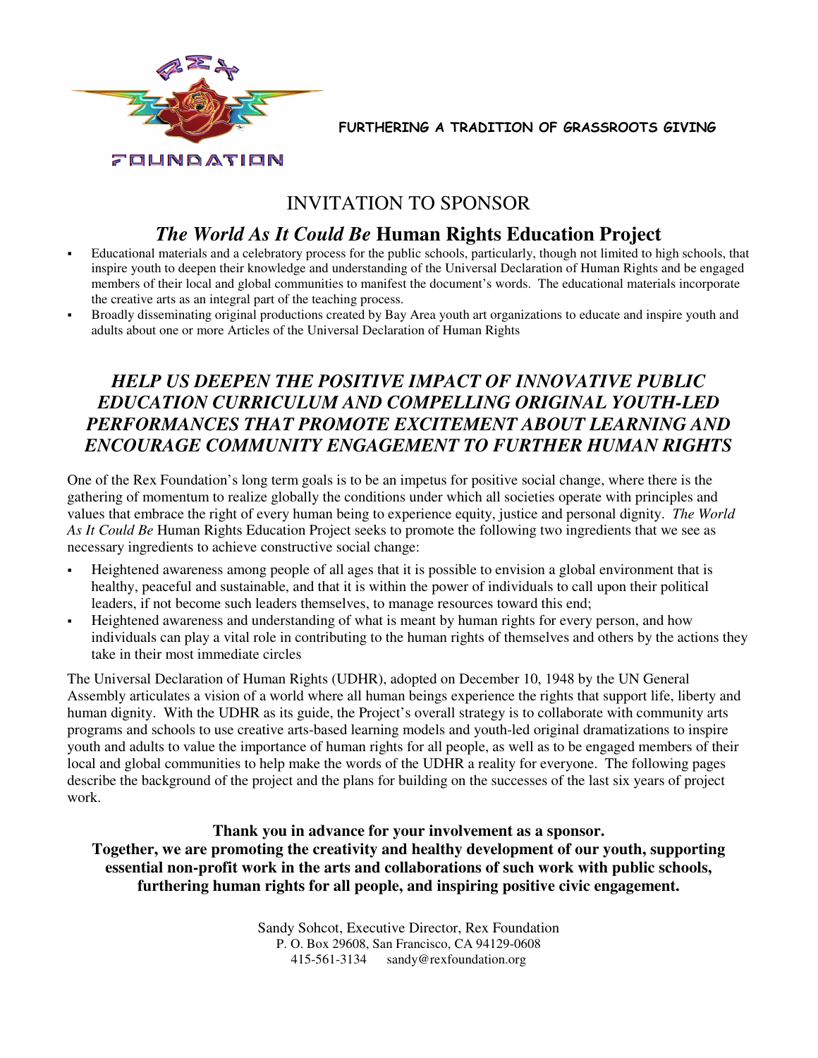REX FOUNDATION

**FURTHERING A TRADITION OF GRASSROOTS GIVING**

# INVITATION TO SPONSOR

## *The World As It Could Be* Human Rights Education Project

- Educational materials and a celebratory process for the public schools, particularly, though not limited to high schools, that inspire youth to deepen their knowledge and understanding of the Universal Declaration of Human Rights and be engaged members of their local and global communities to manifest the document's words. The educational materials incorporate the creative arts as an integral part of the teaching process.
- Broadly disseminating original productions created by Bay Area youth art organizations to educate and inspire youth and adults about one or more Articles of the Universal Declaration of Human Rights

## *HELP US DEEPEN THE POSITIVE IMPACT OF INNOVATIVE PUBLIC EDUCATION CURRICULUM AND COMPELLING ORIGINAL YOUTH-LED PERFORMANCES THAT PROMOTE EXCITEMENT ABOUT LEARNING AND ENCOURAGE COMMUNITY ENGAGEMENT TO FURTHER HUMAN RIGHTS*

One of the Rex Foundation's long term goals is to be an impetus for positive social change, where there is the gathering of momentum to realize globally the conditions under which all societies operate with principles and values that embrace the right of every human being to experience equity, justice and personal dignity. *The World As It Could Be* Human Rights Education Project seeks to promote the following two ingredients that we see as necessary ingredients to achieve constructive social change:

- Heightened awareness among people of all ages that it is possible to envision a global environment that is healthy, peaceful and sustainable, and that it is within the power of individuals to call upon their political leaders, if not become such leaders themselves, to manage resources toward this end;
- Heightened awareness and understanding of what is meant by human rights for every person, and how individuals can play a vital role in contributing to the human rights of themselves and others by the actions they take in their most immediate circles

The Universal Declaration of Human Rights (UDHR), adopted on December 10, 1948 by the UN General Assembly articulates a vision of a world where all human beings experience the rights that support life, liberty and human dignity. With the UDHR as its guide, the Project's overall strategy is to collaborate with community arts programs and schools to use creative arts-based learning models and youth-led original dramatizations to inspire youth and adults to value the importance of human rights for all people, as well as to be engaged members of their local and global communities to help make the words of the UDHR a reality for everyone. The following pages describe the background of the project and the plans for building on the successes of the last six years of project work.

**Thank you in advance for your involvement as a sponsor.**
**Together, we are promoting the creativity and healthy development of our youth, supporting essential non-profit work in the arts and collaborations of such work with public schools, furthering human rights for all people, and inspiring positive civic engagement.**

Sandy Sohcot, Executive Director, Rex Foundation
P. O. Box 29608, San Francisco, CA 94129-0608
415-561-3134 sandy@rexfoundation.org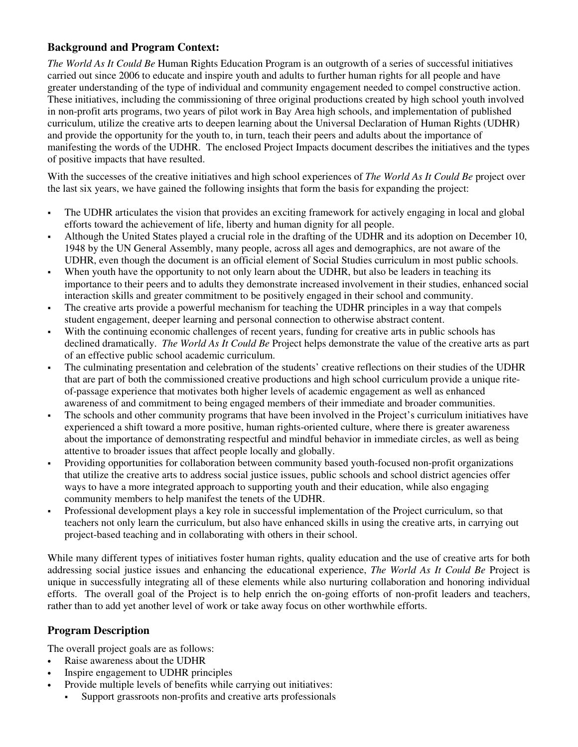## Background and Program Context:

*The World As It Could Be* Human Rights Education Program is an outgrowth of a series of successful initiatives carried out since 2006 to educate and inspire youth and adults to further human rights for all people and have greater understanding of the type of individual and community engagement needed to compel constructive action. These initiatives, including the commissioning of three original productions created by high school youth involved in non-profit arts programs, two years of pilot work in Bay Area high schools, and implementation of published curriculum, utilize the creative arts to deepen learning about the Universal Declaration of Human Rights (UDHR) and provide the opportunity for the youth to, in turn, teach their peers and adults about the importance of manifesting the words of the UDHR. The enclosed Project Impacts document describes the initiatives and the types of positive impacts that have resulted.

With the successes of the creative initiatives and high school experiences of *The World As It Could Be* project over the last six years, we have gained the following insights that form the basis for expanding the project:

- The UDHR articulates the vision that provides an exciting framework for actively engaging in local and global efforts toward the achievement of life, liberty and human dignity for all people.
- Although the United States played a crucial role in the drafting of the UDHR and its adoption on December 10, 1948 by the UN General Assembly, many people, across all ages and demographics, are not aware of the UDHR, even though the document is an official element of Social Studies curriculum in most public schools.
- When youth have the opportunity to not only learn about the UDHR, but also be leaders in teaching its importance to their peers and to adults they demonstrate increased involvement in their studies, enhanced social interaction skills and greater commitment to be positively engaged in their school and community.
- The creative arts provide a powerful mechanism for teaching the UDHR principles in a way that compels student engagement, deeper learning and personal connection to otherwise abstract content.
- With the continuing economic challenges of recent years, funding for creative arts in public schools has declined dramatically. *The World As It Could Be* Project helps demonstrate the value of the creative arts as part of an effective public school academic curriculum.
- The culminating presentation and celebration of the students' creative reflections on their studies of the UDHR that are part of both the commissioned creative productions and high school curriculum provide a unique rite-of-passage experience that motivates both higher levels of academic engagement as well as enhanced awareness of and commitment to being engaged members of their immediate and broader communities.
- The schools and other community programs that have been involved in the Project's curriculum initiatives have experienced a shift toward a more positive, human rights-oriented culture, where there is greater awareness about the importance of demonstrating respectful and mindful behavior in immediate circles, as well as being attentive to broader issues that affect people locally and globally.
- Providing opportunities for collaboration between community based youth-focused non-profit organizations that utilize the creative arts to address social justice issues, public schools and school district agencies offer ways to have a more integrated approach to supporting youth and their education, while also engaging community members to help manifest the tenets of the UDHR.
- Professional development plays a key role in successful implementation of the Project curriculum, so that teachers not only learn the curriculum, but also have enhanced skills in using the creative arts, in carrying out project-based teaching and in collaborating with others in their school.

While many different types of initiatives foster human rights, quality education and the use of creative arts for both addressing social justice issues and enhancing the educational experience, *The World As It Could Be* Project is unique in successfully integrating all of these elements while also nurturing collaboration and honoring individual efforts. The overall goal of the Project is to help enrich the on-going efforts of non-profit leaders and teachers, rather than to add yet another level of work or take away focus on other worthwhile efforts.

## Program Description

The overall project goals are as follows:

- Raise awareness about the UDHR
- Inspire engagement to UDHR principles
- Provide multiple levels of benefits while carrying out initiatives:
  - Support grassroots non-profits and creative arts professionals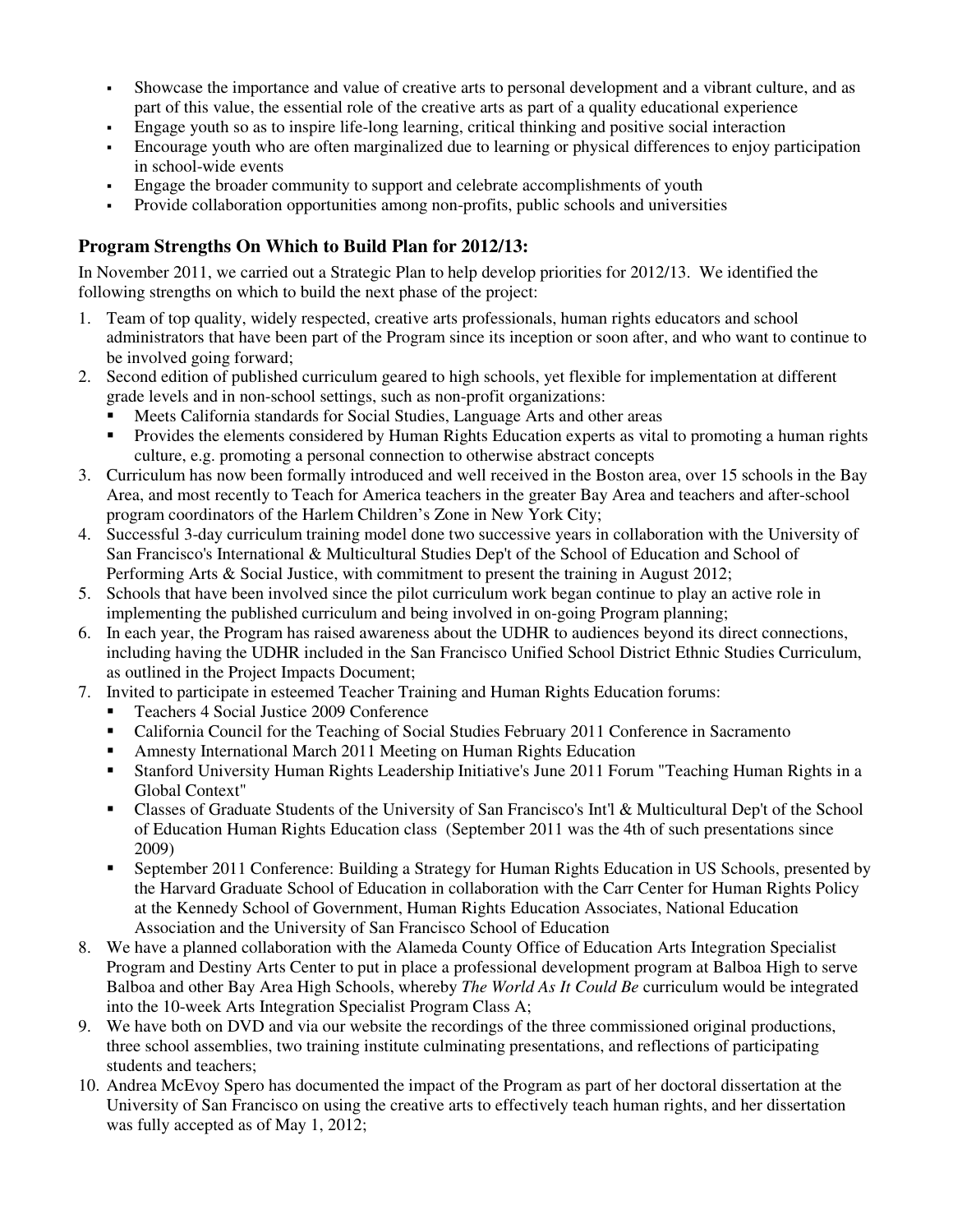- Showcase the importance and value of creative arts to personal development and a vibrant culture, and as part of this value, the essential role of the creative arts as part of a quality educational experience
- Engage youth so as to inspire life-long learning, critical thinking and positive social interaction
- Encourage youth who are often marginalized due to learning or physical differences to enjoy participation in school-wide events
- Engage the broader community to support and celebrate accomplishments of youth
- Provide collaboration opportunities among non-profits, public schools and universities

## Program Strengths On Which to Build Plan for 2012/13:

In November 2011, we carried out a Strategic Plan to help develop priorities for 2012/13. We identified the following strengths on which to build the next phase of the project:

1. Team of top quality, widely respected, creative arts professionals, human rights educators and school administrators that have been part of the Program since its inception or soon after, and who want to continue to be involved going forward;
2. Second edition of published curriculum geared to high schools, yet flexible for implementation at different grade levels and in non-school settings, such as non-profit organizations:
   - Meets California standards for Social Studies, Language Arts and other areas
   - Provides the elements considered by Human Rights Education experts as vital to promoting a human rights culture, e.g. promoting a personal connection to otherwise abstract concepts
3. Curriculum has now been formally introduced and well received in the Boston area, over 15 schools in the Bay Area, and most recently to Teach for America teachers in the greater Bay Area and teachers and after-school program coordinators of the Harlem Children's Zone in New York City;
4. Successful 3-day curriculum training model done two successive years in collaboration with the University of San Francisco's International & Multicultural Studies Dep't of the School of Education and School of Performing Arts & Social Justice, with commitment to present the training in August 2012;
5. Schools that have been involved since the pilot curriculum work began continue to play an active role in implementing the published curriculum and being involved in on-going Program planning;
6. In each year, the Program has raised awareness about the UDHR to audiences beyond its direct connections, including having the UDHR included in the San Francisco Unified School District Ethnic Studies Curriculum, as outlined in the Project Impacts Document;
7. Invited to participate in esteemed Teacher Training and Human Rights Education forums:
   - Teachers 4 Social Justice 2009 Conference
   - California Council for the Teaching of Social Studies February 2011 Conference in Sacramento
   - Amnesty International March 2011 Meeting on Human Rights Education
   - Stanford University Human Rights Leadership Initiative's June 2011 Forum "Teaching Human Rights in a Global Context"
   - Classes of Graduate Students of the University of San Francisco's Int'l & Multicultural Dep't of the School of Education Human Rights Education class (September 2011 was the 4th of such presentations since 2009)
   - September 2011 Conference: Building a Strategy for Human Rights Education in US Schools, presented by the Harvard Graduate School of Education in collaboration with the Carr Center for Human Rights Policy at the Kennedy School of Government, Human Rights Education Associates, National Education Association and the University of San Francisco School of Education
8. We have a planned collaboration with the Alameda County Office of Education Arts Integration Specialist Program and Destiny Arts Center to put in place a professional development program at Balboa High to serve Balboa and other Bay Area High Schools, whereby *The World As It Could Be* curriculum would be integrated into the 10-week Arts Integration Specialist Program Class A;
9. We have both on DVD and via our website the recordings of the three commissioned original productions, three school assemblies, two training institute culminating presentations, and reflections of participating students and teachers;
10. Andrea McEvoy Spero has documented the impact of the Program as part of her doctoral dissertation at the University of San Francisco on using the creative arts to effectively teach human rights, and her dissertation was fully accepted as of May 1, 2012;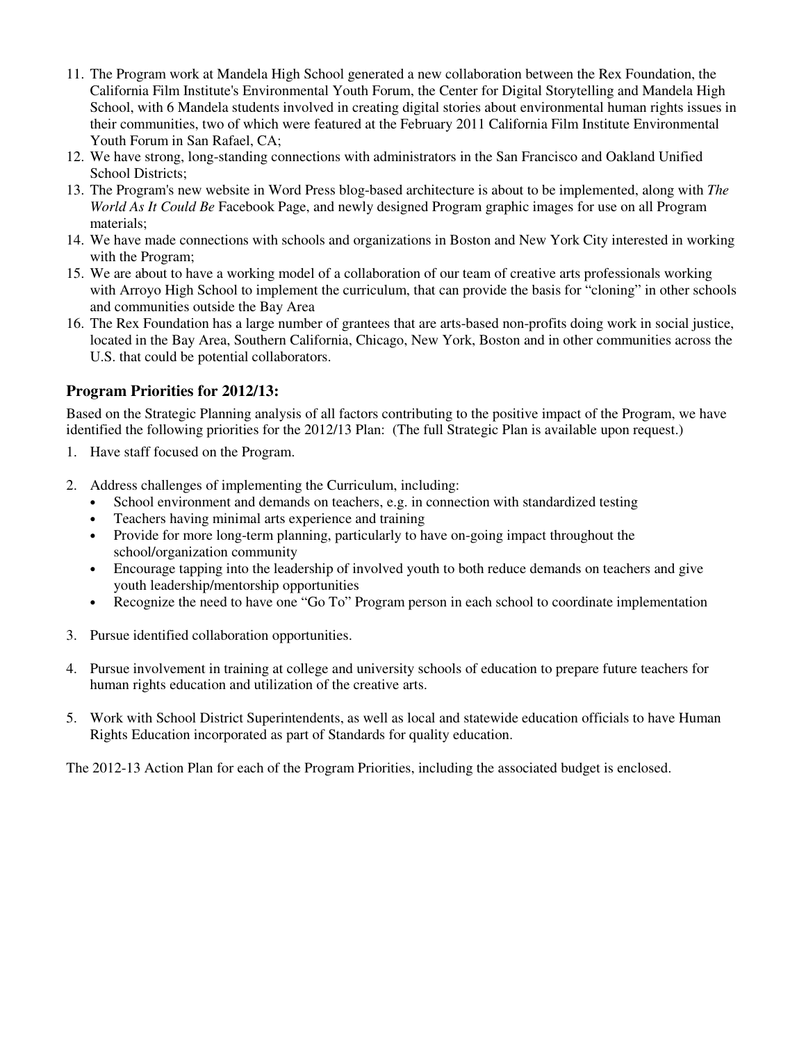11. The Program work at Mandela High School generated a new collaboration between the Rex Foundation, the California Film Institute's Environmental Youth Forum, the Center for Digital Storytelling and Mandela High School, with 6 Mandela students involved in creating digital stories about environmental human rights issues in their communities, two of which were featured at the February 2011 California Film Institute Environmental Youth Forum in San Rafael, CA;
12. We have strong, long-standing connections with administrators in the San Francisco and Oakland Unified School Districts;
13. The Program's new website in Word Press blog-based architecture is about to be implemented, along with *The World As It Could Be* Facebook Page, and newly designed Program graphic images for use on all Program materials;
14. We have made connections with schools and organizations in Boston and New York City interested in working with the Program;
15. We are about to have a working model of a collaboration of our team of creative arts professionals working with Arroyo High School to implement the curriculum, that can provide the basis for "cloning" in other schools and communities outside the Bay Area
16. The Rex Foundation has a large number of grantees that are arts-based non-profits doing work in social justice, located in the Bay Area, Southern California, Chicago, New York, Boston and in other communities across the U.S. that could be potential collaborators.

### Program Priorities for 2012/13:

Based on the Strategic Planning analysis of all factors contributing to the positive impact of the Program, we have identified the following priorities for the 2012/13 Plan: (The full Strategic Plan is available upon request.)

1. Have staff focused on the Program.

2. Address challenges of implementing the Curriculum, including:
   - School environment and demands on teachers, e.g. in connection with standardized testing
   - Teachers having minimal arts experience and training
   - Provide for more long-term planning, particularly to have on-going impact throughout the school/organization community
   - Encourage tapping into the leadership of involved youth to both reduce demands on teachers and give youth leadership/mentorship opportunities
   - Recognize the need to have one "Go To" Program person in each school to coordinate implementation

3. Pursue identified collaboration opportunities.

4. Pursue involvement in training at college and university schools of education to prepare future teachers for human rights education and utilization of the creative arts.

5. Work with School District Superintendents, as well as local and statewide education officials to have Human Rights Education incorporated as part of Standards for quality education.

The 2012-13 Action Plan for each of the Program Priorities, including the associated budget is enclosed.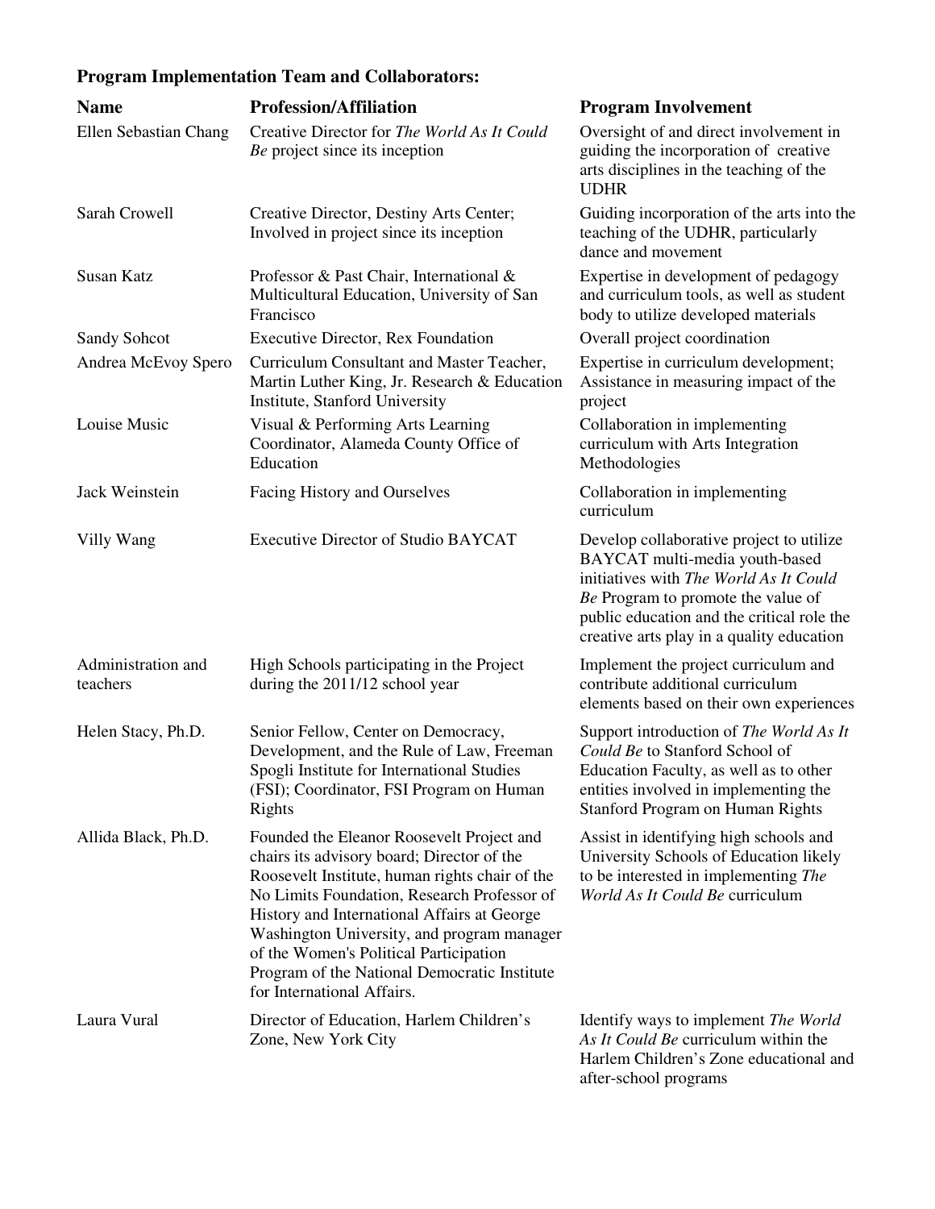**Program Implementation Team and Collaborators:**

| Name | Profession/Affiliation | Program Involvement |
|---|---|---|
| Ellen Sebastian Chang | Creative Director for *The World As It Could Be* project since its inception | Oversight of and direct involvement in guiding the incorporation of creative arts disciplines in the teaching of the UDHR |
| Sarah Crowell | Creative Director, Destiny Arts Center; Involved in project since its inception | Guiding incorporation of the arts into the teaching of the UDHR, particularly dance and movement |
| Susan Katz | Professor & Past Chair, International & Multicultural Education, University of San Francisco | Expertise in development of pedagogy and curriculum tools, as well as student body to utilize developed materials |
| Sandy Sohcot | Executive Director, Rex Foundation | Overall project coordination |
| Andrea McEvoy Spero | Curriculum Consultant and Master Teacher, Martin Luther King, Jr. Research & Education Institute, Stanford University | Expertise in curriculum development; Assistance in measuring impact of the project |
| Louise Music | Visual & Performing Arts Learning Coordinator, Alameda County Office of Education | Collaboration in implementing curriculum with Arts Integration Methodologies |
| Jack Weinstein | Facing History and Ourselves | Collaboration in implementing curriculum |
| Villy Wang | Executive Director of Studio BAYCAT | Develop collaborative project to utilize BAYCAT multi-media youth-based initiatives with *The World As It Could Be* Program to promote the value of public education and the critical role the creative arts play in a quality education |
| Administration and teachers | High Schools participating in the Project during the 2011/12 school year | Implement the project curriculum and contribute additional curriculum elements based on their own experiences |
| Helen Stacy, Ph.D. | Senior Fellow, Center on Democracy, Development, and the Rule of Law, Freeman Spogli Institute for International Studies (FSI); Coordinator, FSI Program on Human Rights | Support introduction of *The World As It Could Be* to Stanford School of Education Faculty, as well as to other entities involved in implementing the Stanford Program on Human Rights |
| Allida Black, Ph.D. | Founded the Eleanor Roosevelt Project and chairs its advisory board; Director of the Roosevelt Institute, human rights chair of the No Limits Foundation, Research Professor of History and International Affairs at George Washington University, and program manager of the Women's Political Participation Program of the National Democratic Institute for International Affairs. | Assist in identifying high schools and University Schools of Education likely to be interested in implementing *The World As It Could Be* curriculum |
| Laura Vural | Director of Education, Harlem Children's Zone, New York City | Identify ways to implement *The World As It Could Be* curriculum within the Harlem Children's Zone educational and after-school programs |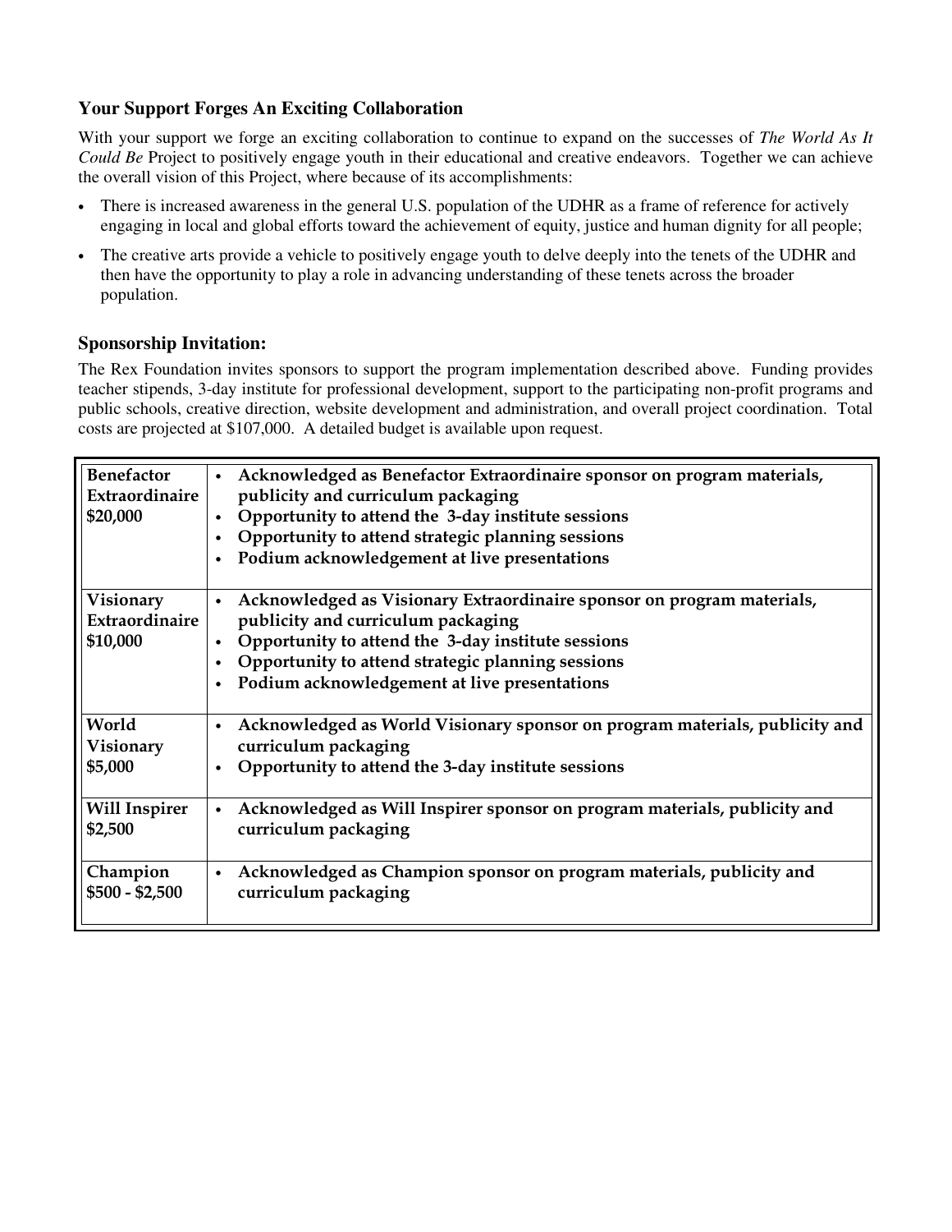### Your Support Forges An Exciting Collaboration

With your support we forge an exciting collaboration to continue to expand on the successes of *The World As It Could Be* Project to positively engage youth in their educational and creative endeavors. Together we can achieve the overall vision of this Project, where because of its accomplishments:

- There is increased awareness in the general U.S. population of the UDHR as a frame of reference for actively engaging in local and global efforts toward the achievement of equity, justice and human dignity for all people;
- The creative arts provide a vehicle to positively engage youth to delve deeply into the tenets of the UDHR and then have the opportunity to play a role in advancing understanding of these tenets across the broader population.

### Sponsorship Invitation:

The Rex Foundation invites sponsors to support the program implementation described above. Funding provides teacher stipends, 3-day institute for professional development, support to the participating non-profit programs and public schools, creative direction, website development and administration, and overall project coordination. Total costs are projected at $107,000. A detailed budget is available upon request.

| | |
|---|---|
| **Benefactor Extraordinaire $20,000** | • **Acknowledged as Benefactor Extraordinaire sponsor on program materials, publicity and curriculum packaging**<br>• **Opportunity to attend the 3-day institute sessions**<br>• **Opportunity to attend strategic planning sessions**<br>• **Podium acknowledgement at live presentations** |
| **Visionary Extraordinaire $10,000** | • **Acknowledged as Visionary Extraordinaire sponsor on program materials, publicity and curriculum packaging**<br>• **Opportunity to attend the 3-day institute sessions**<br>• **Opportunity to attend strategic planning sessions**<br>• **Podium acknowledgement at live presentations** |
| **World Visionary $5,000** | • **Acknowledged as World Visionary sponsor on program materials, publicity and curriculum packaging**<br>• **Opportunity to attend the 3-day institute sessions** |
| **Will Inspirer $2,500** | • **Acknowledged as Will Inspirer sponsor on program materials, publicity and curriculum packaging** |
| **Champion $500 - $2,500** | • **Acknowledged as Champion sponsor on program materials, publicity and curriculum packaging** |